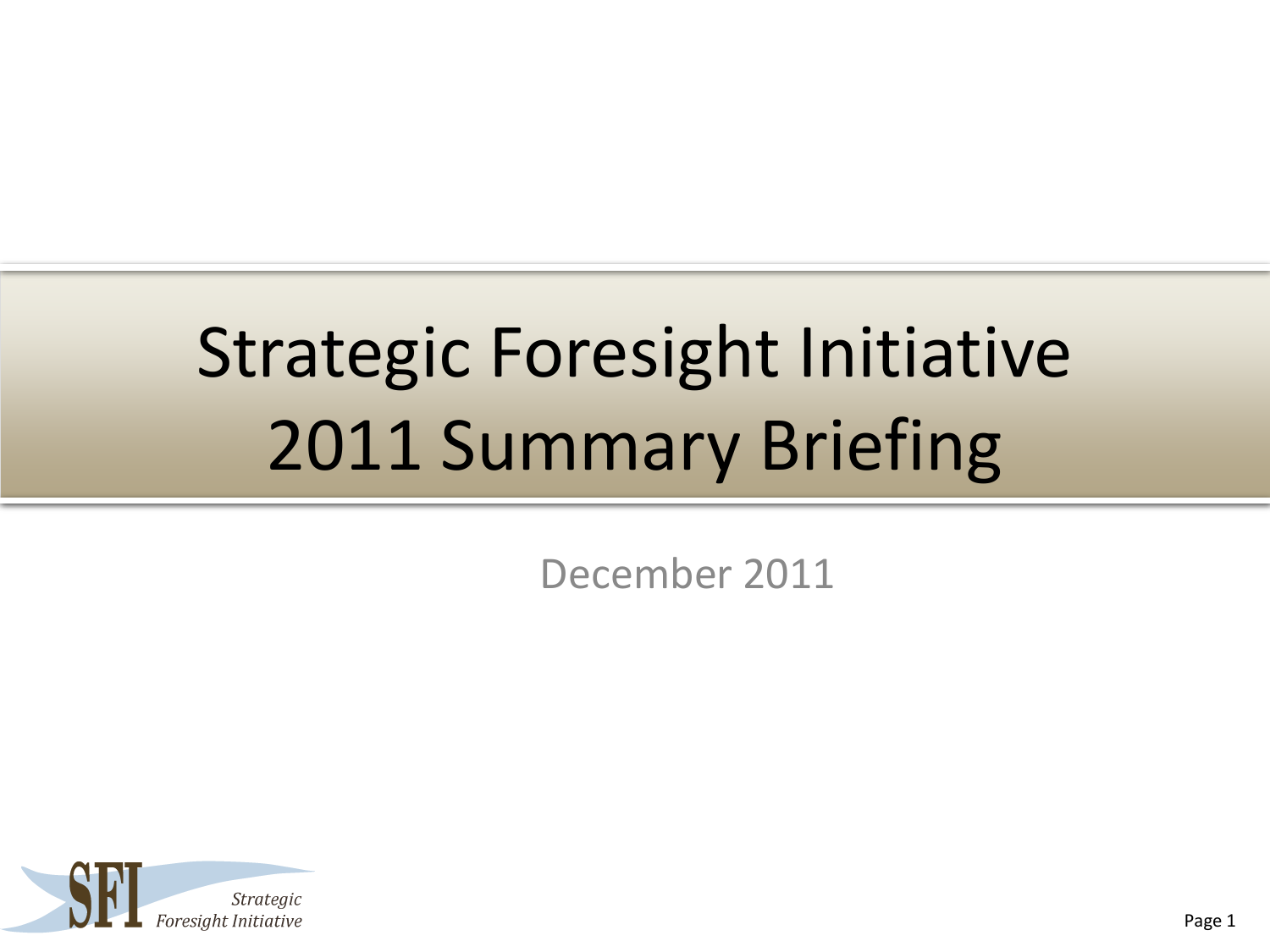# Strategic Foresight Initiative 2011 Summary Briefing

December 2011

SFI *Strategic Foresight Initiative*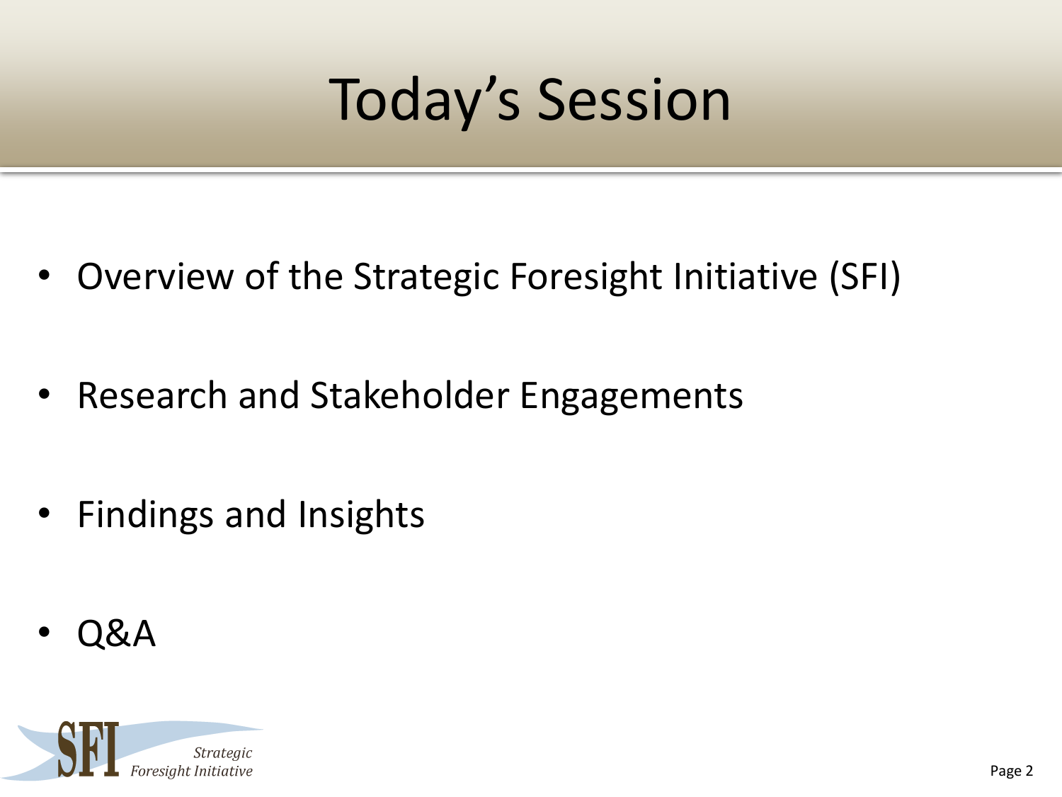# Today's Session

- Overview of the Strategic Foresight Initiative (SFI)
- Research and Stakeholder Engagements
- Findings and Insights
- Q&A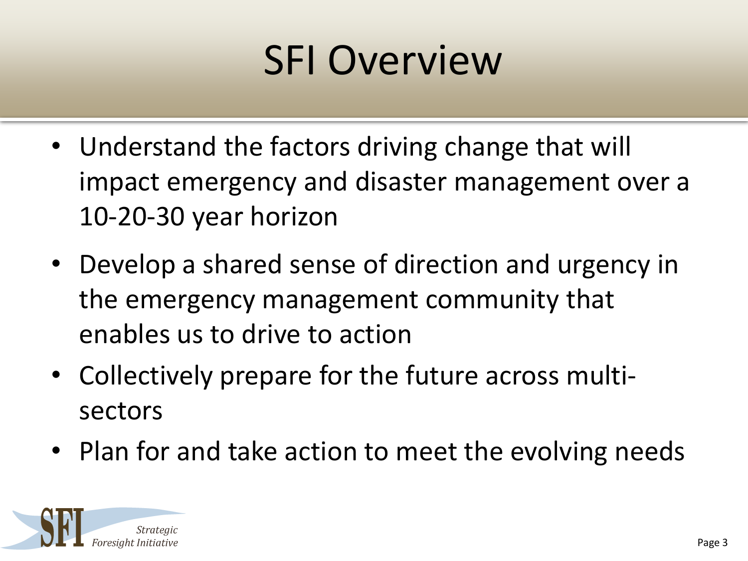# SFI Overview

- Understand the factors driving change that will impact emergency and disaster management over a 10-20-30 year horizon
- Develop a shared sense of direction and urgency in the emergency management community that enables us to drive to action
- Collectively prepare for the future across multi-sectors
- Plan for and take action to meet the evolving needs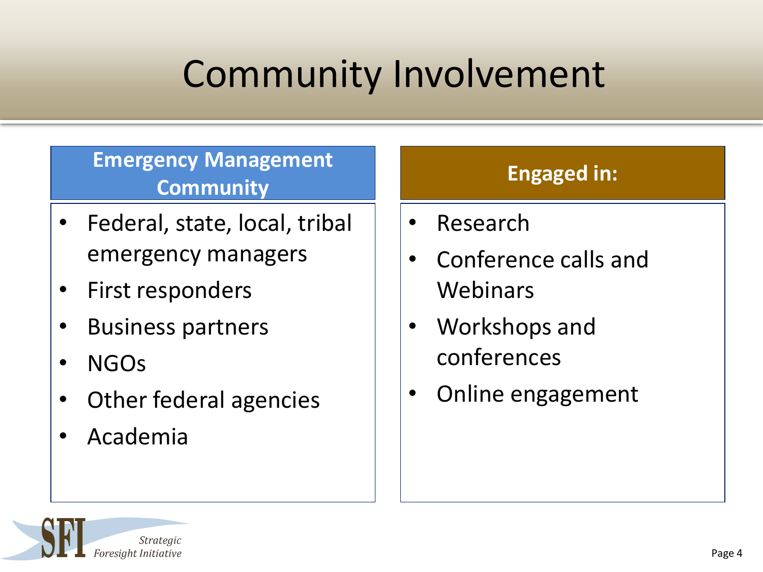# Community Involvement

### Emergency Management Community

- Federal, state, local, tribal emergency managers
- First responders
- Business partners
- NGOs
- Other federal agencies
- Academia

### Engaged in:

- Research
- Conference calls and Webinars
- Workshops and conferences
- Online engagement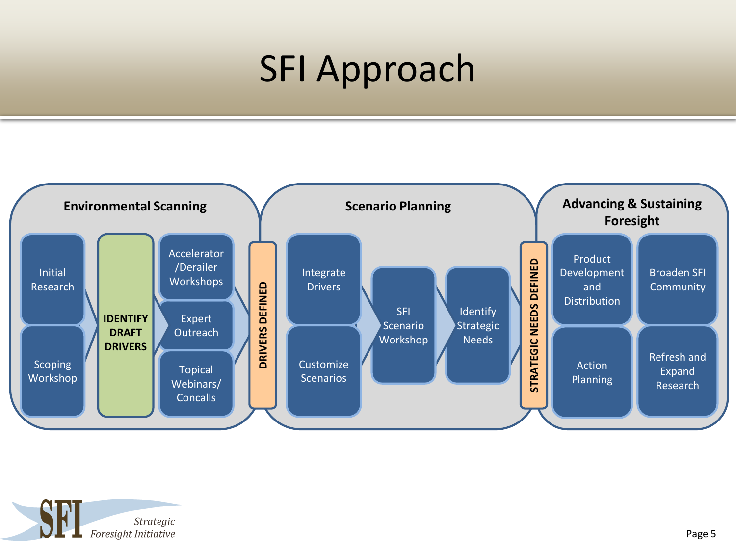# SFI Approach

## Environmental Scanning

- Initial Research
- Scoping Workshop
- **IDENTIFY DRAFT DRIVERS**
- Accelerator /Derailer Workshops
- Expert Outreach
- Topical Webinars/ Concalls

**DRIVERS DEFINED**

## Scenario Planning

- Integrate Drivers
- Customize Scenarios
- SFI Scenario Workshop
- Identify Strategic Needs

**STRATEGIC NEEDS DEFINED**

## Advancing & Sustaining Foresight

- Product Development and Distribution
- Broaden SFI Community
- Action Planning
- Refresh and Expand Research

SFI *Strategic Foresight Initiative*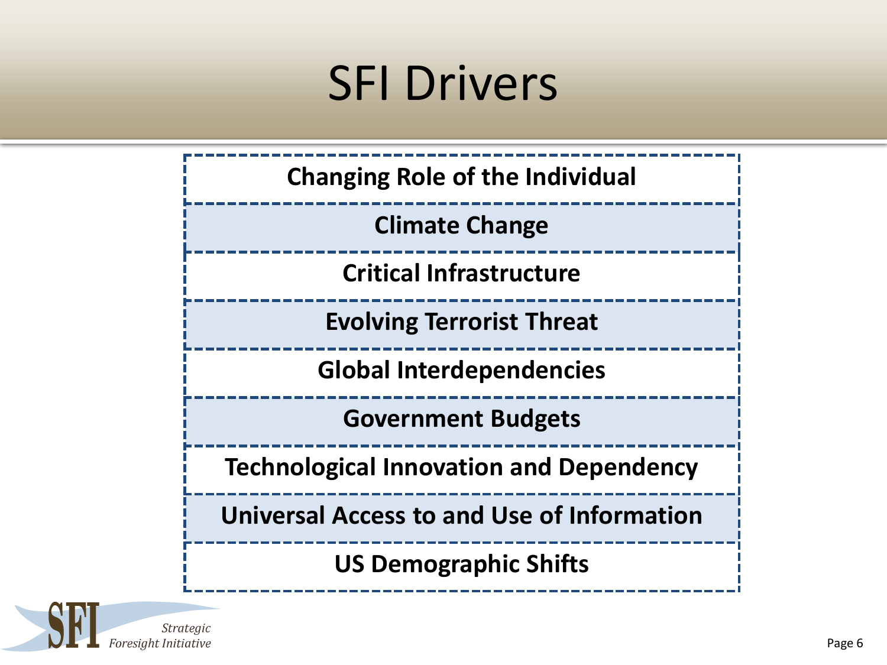# SFI Drivers

- **Changing Role of the Individual**
- **Climate Change**
- **Critical Infrastructure**
- **Evolving Terrorist Threat**
- **Global Interdependencies**
- **Government Budgets**
- **Technological Innovation and Dependency**
- **Universal Access to and Use of Information**
- **US Demographic Shifts**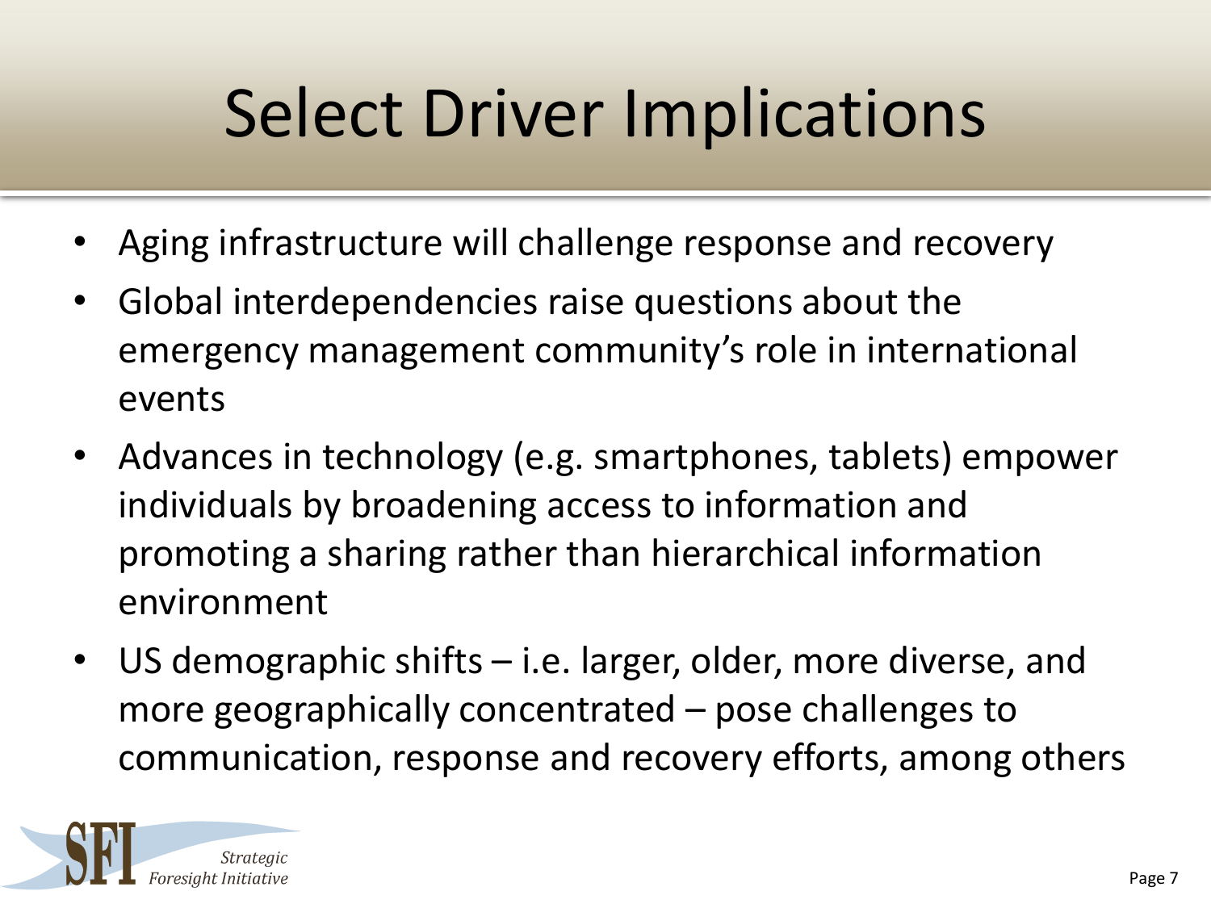# Select Driver Implications

- Aging infrastructure will challenge response and recovery
- Global interdependencies raise questions about the emergency management community's role in international events
- Advances in technology (e.g. smartphones, tablets) empower individuals by broadening access to information and promoting a sharing rather than hierarchical information environment
- US demographic shifts – i.e. larger, older, more diverse, and more geographically concentrated – pose challenges to communication, response and recovery efforts, among others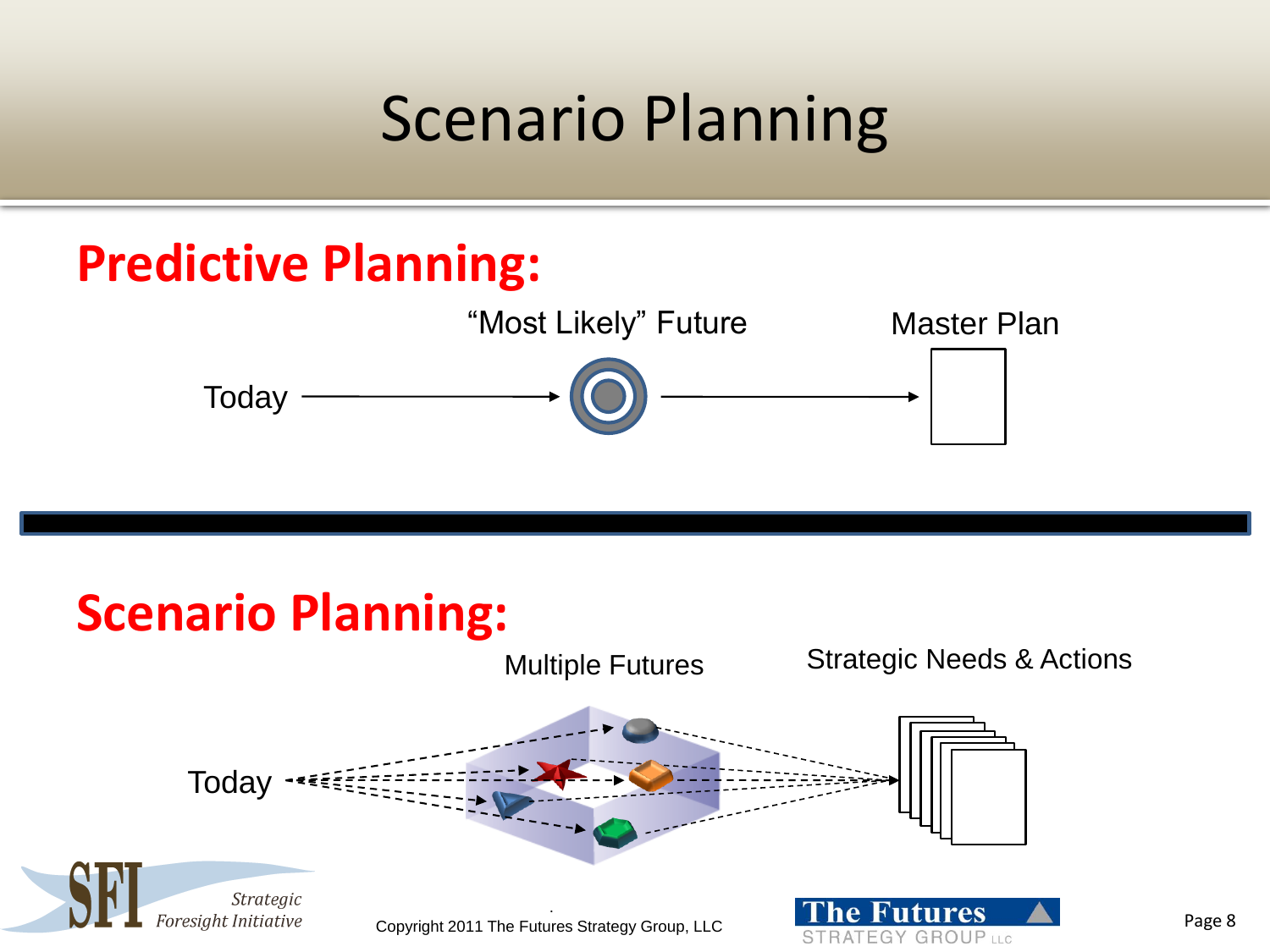# Scenario Planning

## Predictive Planning:

Today → "Most Likely" Future → Master Plan

## Scenario Planning:

Today → Multiple Futures → Strategic Needs & Actions

Strategic Foresight Initiative

Copyright 2011 The Futures Strategy Group, LLC

The Futures STRATEGY GROUP LLC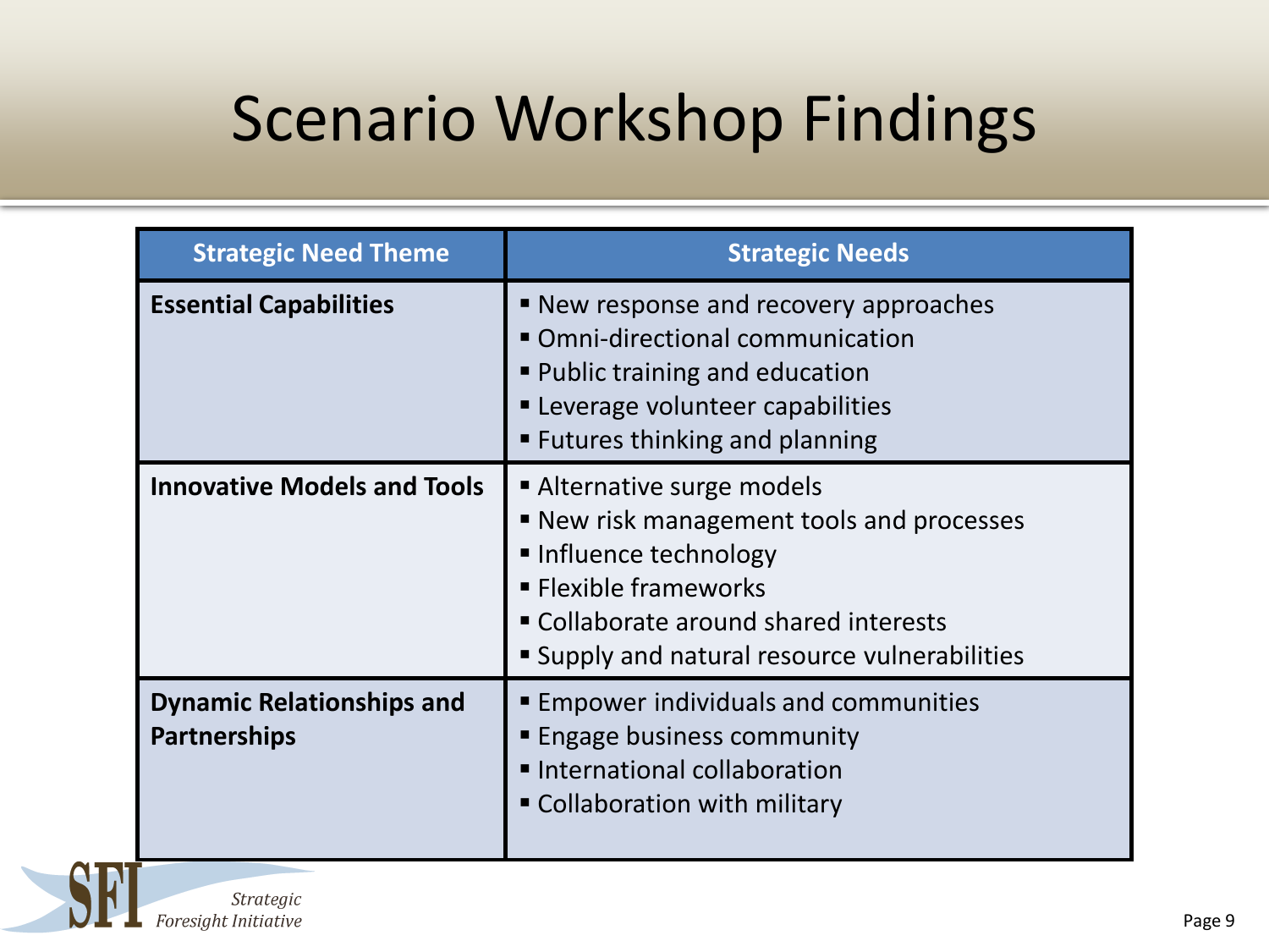# Scenario Workshop Findings

| Strategic Need Theme | Strategic Needs |
|---|---|
| **Essential Capabilities** | ▪ New response and recovery approaches<br>▪ Omni-directional communication<br>▪ Public training and education<br>▪ Leverage volunteer capabilities<br>▪ Futures thinking and planning |
| **Innovative Models and Tools** | ▪ Alternative surge models<br>▪ New risk management tools and processes<br>▪ Influence technology<br>▪ Flexible frameworks<br>▪ Collaborate around shared interests<br>▪ Supply and natural resource vulnerabilities |
| **Dynamic Relationships and Partnerships** | ▪ Empower individuals and communities<br>▪ Engage business community<br>▪ International collaboration<br>▪ Collaboration with military |

SFI *Strategic Foresight Initiative*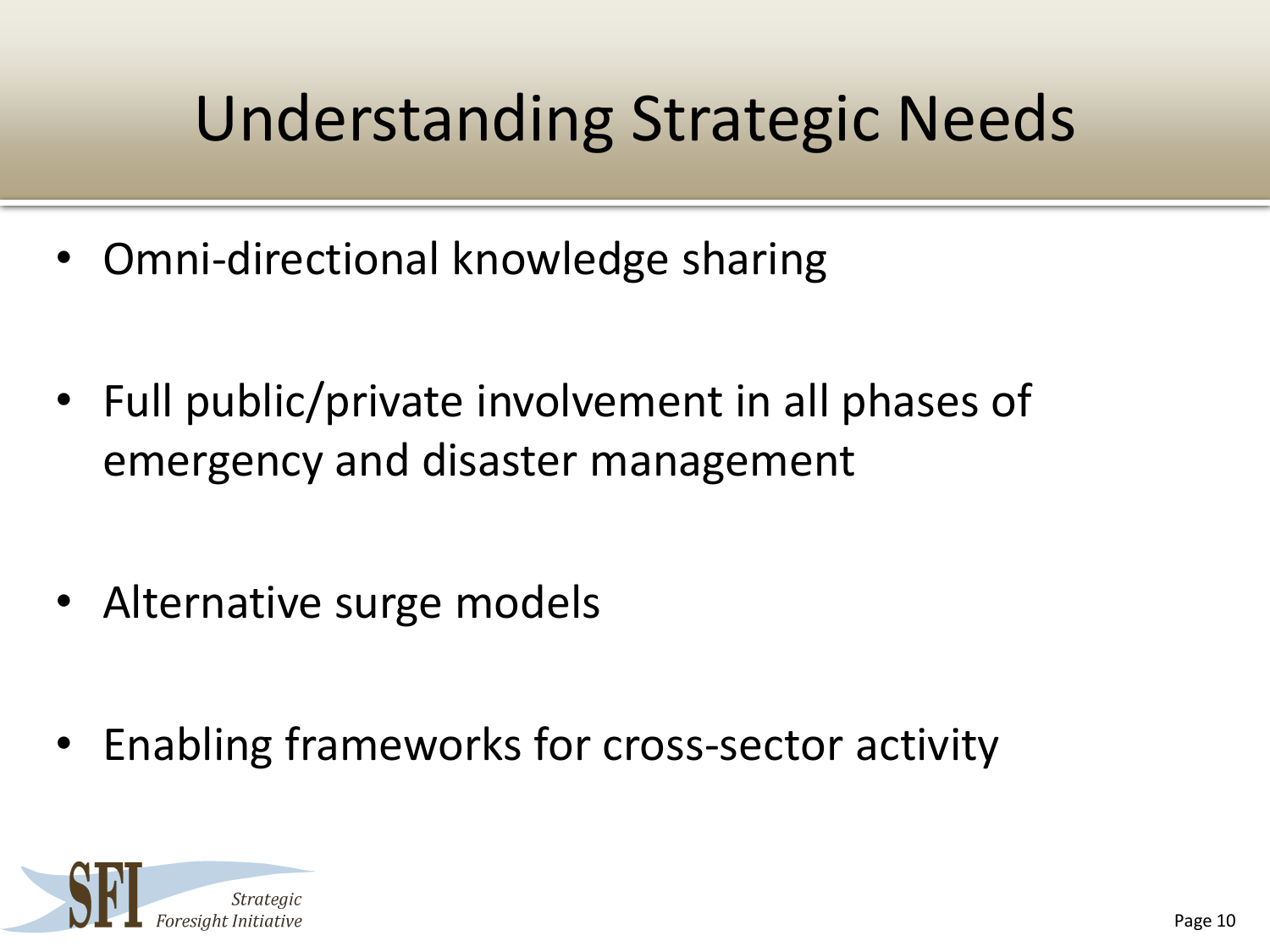# Understanding Strategic Needs

- Omni-directional knowledge sharing
- Full public/private involvement in all phases of emergency and disaster management
- Alternative surge models
- Enabling frameworks for cross-sector activity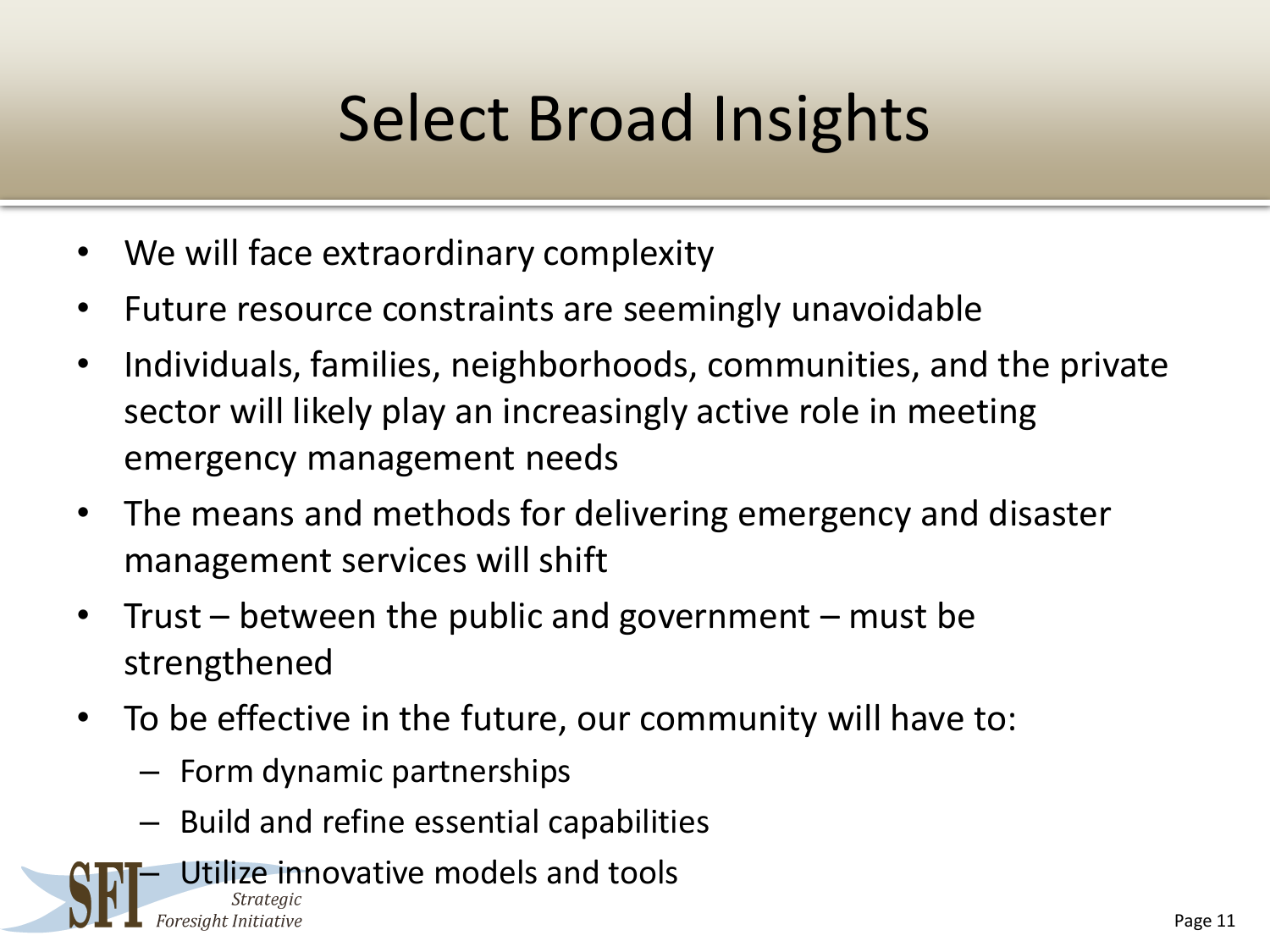# Select Broad Insights

- We will face extraordinary complexity
- Future resource constraints are seemingly unavoidable
- Individuals, families, neighborhoods, communities, and the private sector will likely play an increasingly active role in meeting emergency management needs
- The means and methods for delivering emergency and disaster management services will shift
- Trust – between the public and government – must be strengthened
- To be effective in the future, our community will have to:
  - Form dynamic partnerships
  - Build and refine essential capabilities
  - Utilize innovative models and tools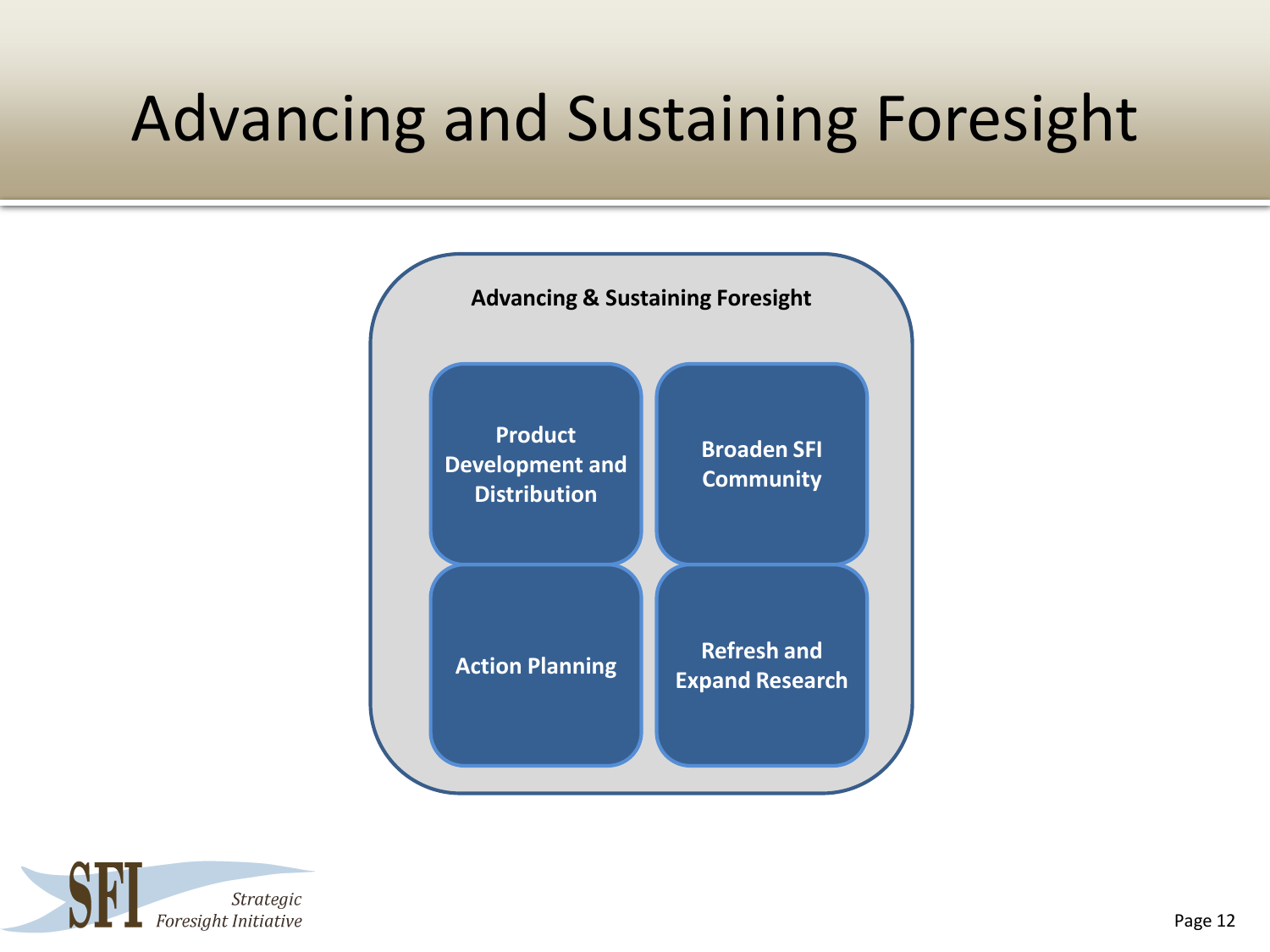# Advancing and Sustaining Foresight

**Advancing & Sustaining Foresight**

- **Product Development and Distribution**
- **Broaden SFI Community**
- **Action Planning**
- **Refresh and Expand Research**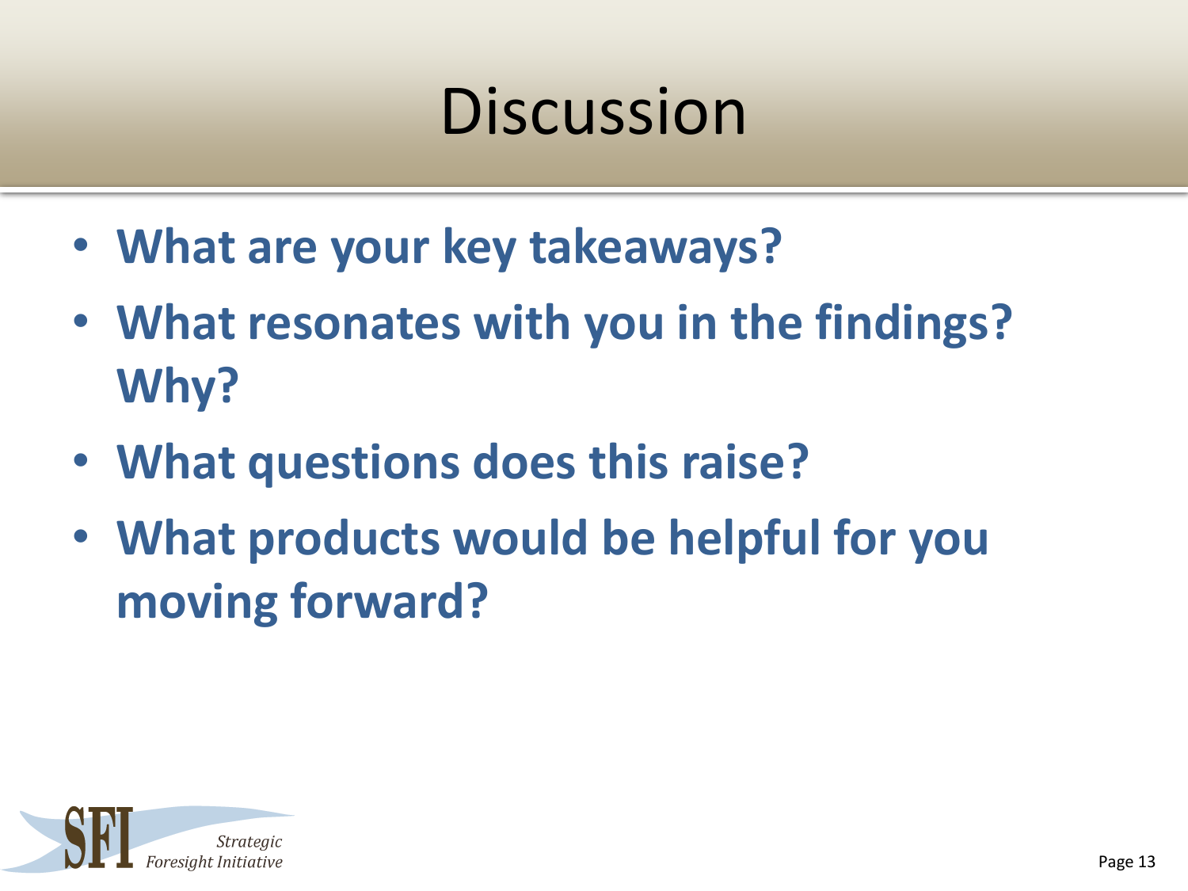# Discussion

- **What are your key takeaways?**
- **What resonates with you in the findings? Why?**
- **What questions does this raise?**
- **What products would be helpful for you moving forward?**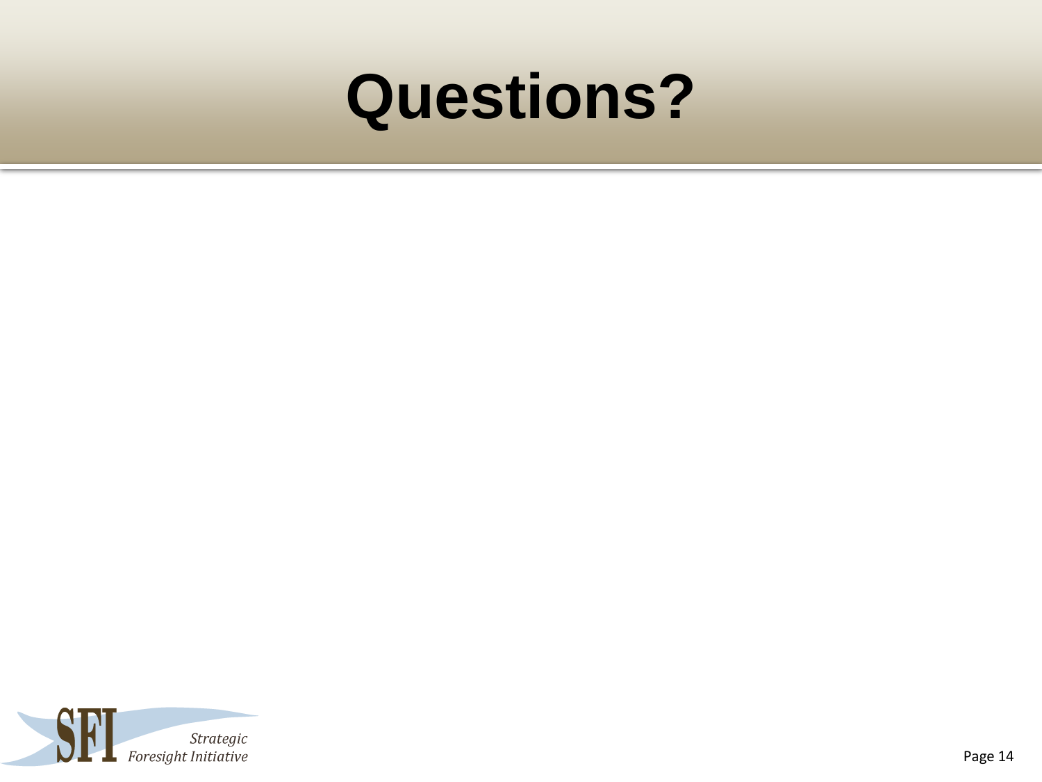# Questions?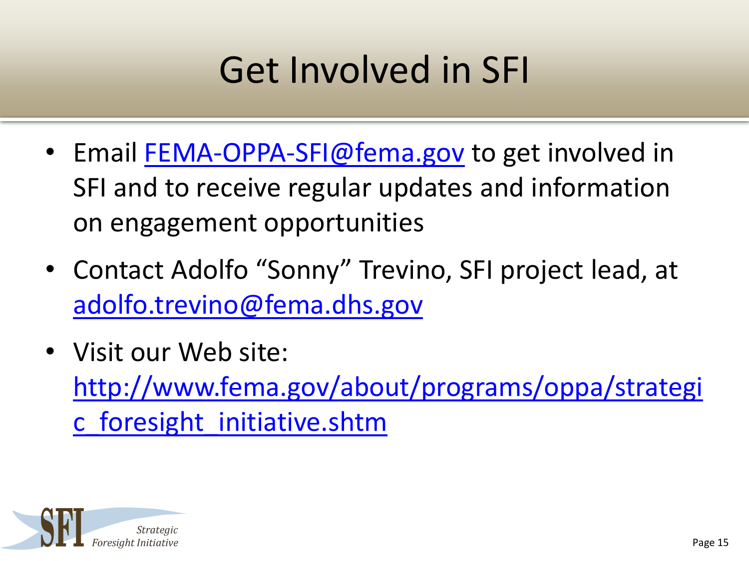# Get Involved in SFI

- Email FEMA-OPPA-SFI@fema.gov to get involved in SFI and to receive regular updates and information on engagement opportunities
- Contact Adolfo "Sonny" Trevino, SFI project lead, at adolfo.trevino@fema.dhs.gov
- Visit our Web site: http://www.fema.gov/about/programs/oppa/strategic_foresight_initiative.shtm

SFI *Strategic Foresight Initiative*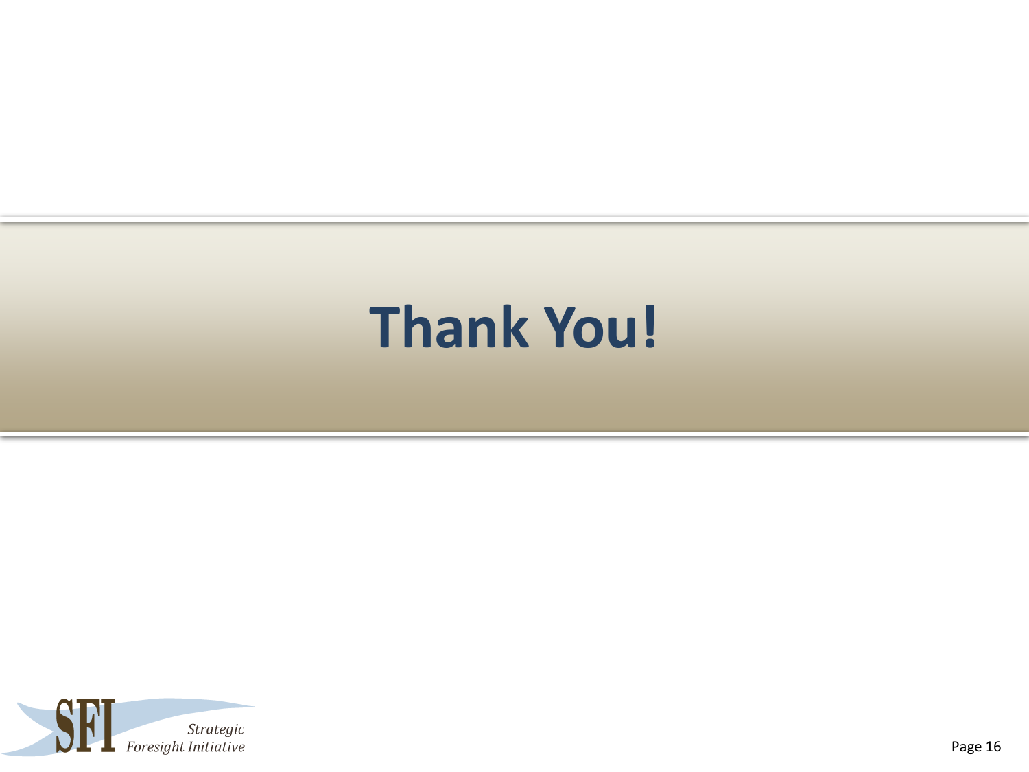# Thank You!

SFI Strategic Foresight Initiative